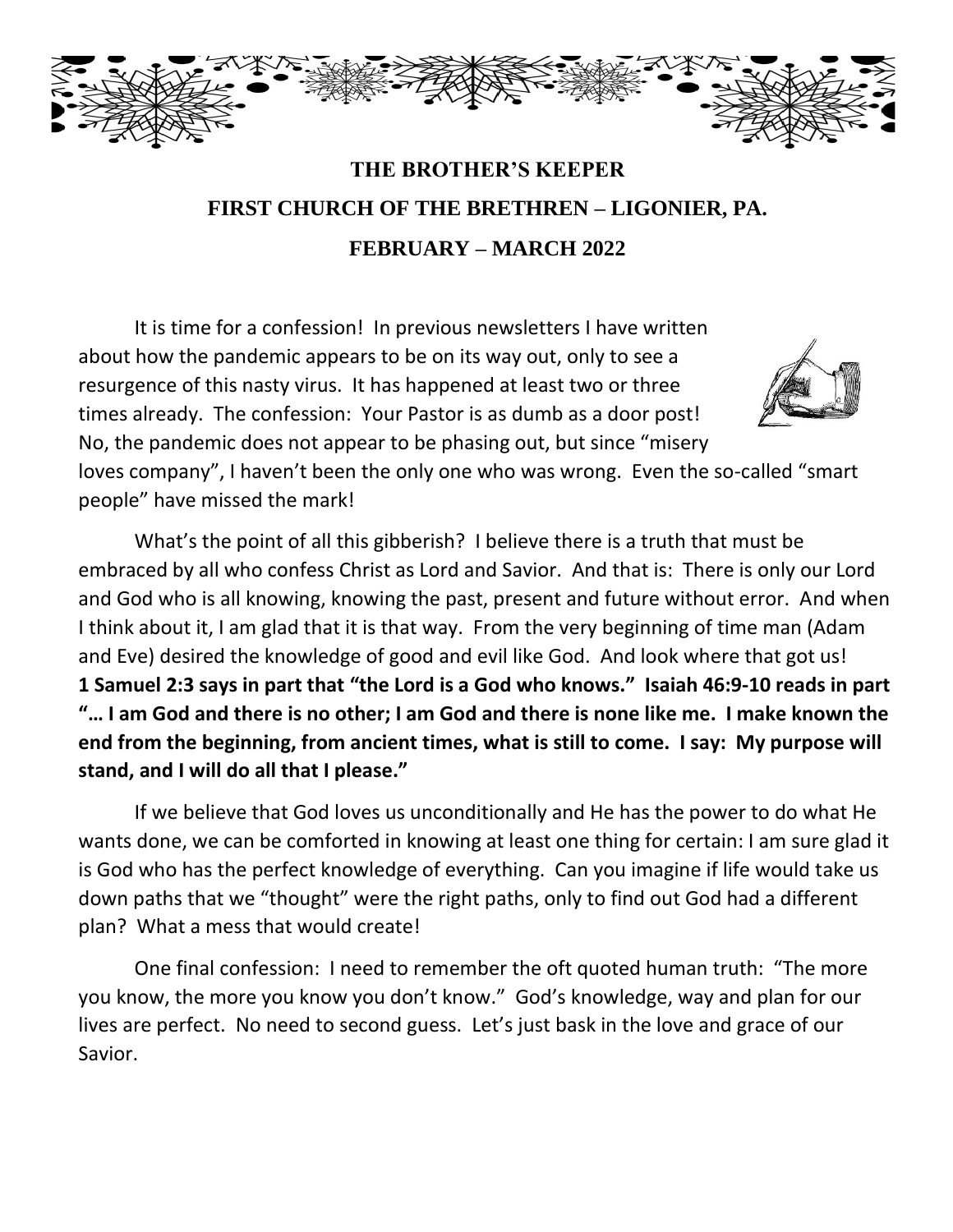# THE BROTHER'S KEEPER

## FIRST CHURCH OF THE BRETHREN – LIGONIER, PA.

## FEBRUARY – MARCH 2022

It is time for a confession! In previous newsletters I have written about how the pandemic appears to be on its way out, only to see a resurgence of this nasty virus. It has happened at least two or three times already. The confession: Your Pastor is as dumb as a door post! No, the pandemic does not appear to be phasing out, but since "misery loves company", I haven't been the only one who was wrong. Even the so-called "smart people" have missed the mark!

What's the point of all this gibberish? I believe there is a truth that must be embraced by all who confess Christ as Lord and Savior. And that is: There is only our Lord and God who is all knowing, knowing the past, present and future without error. And when I think about it, I am glad that it is that way. From the very beginning of time man (Adam and Eve) desired the knowledge of good and evil like God. And look where that got us! **1 Samuel 2:3 says in part that "the Lord is a God who knows." Isaiah 46:9-10 reads in part "… I am God and there is no other; I am God and there is none like me. I make known the end from the beginning, from ancient times, what is still to come. I say: My purpose will stand, and I will do all that I please."**

If we believe that God loves us unconditionally and He has the power to do what He wants done, we can be comforted in knowing at least one thing for certain: I am sure glad it is God who has the perfect knowledge of everything. Can you imagine if life would take us down paths that we "thought" were the right paths, only to find out God had a different plan? What a mess that would create!

One final confession: I need to remember the oft quoted human truth: "The more you know, the more you know you don't know." God's knowledge, way and plan for our lives are perfect. No need to second guess. Let's just bask in the love and grace of our Savior.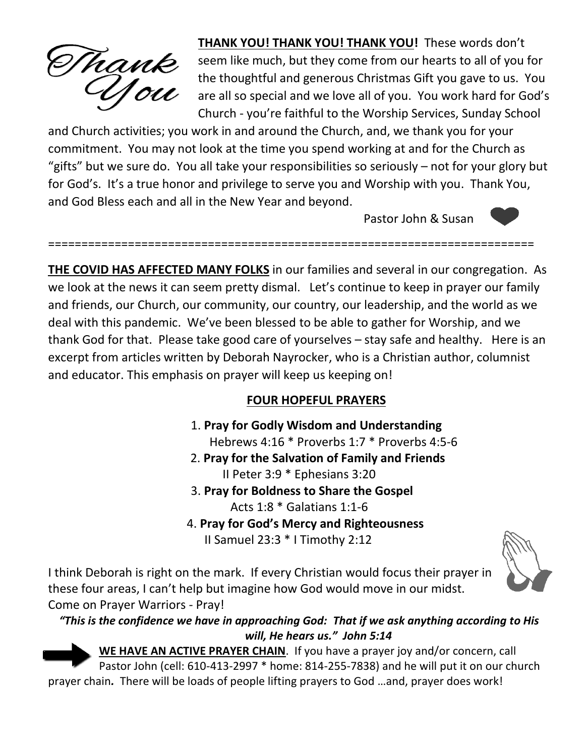*Thank You*

**<u>THANK YOU! THANK YOU! THANK YOU</u>!** These words don't seem like much, but they come from our hearts to all of you for the thoughtful and generous Christmas Gift you gave to us. You are all so special and we love all of you. You work hard for God's Church - you're faithful to the Worship Services, Sunday School and Church activities; you work in and around the Church, and, we thank you for your commitment. You may not look at the time you spend working at and for the Church as "gifts" but we sure do. You all take your responsibilities so seriously – not for your glory but for God's. It's a true honor and privilege to serve you and Worship with you. Thank You, and God Bless each and all in the New Year and beyond.

Pastor John & Susan

========================================================================

**<u>THE COVID HAS AFFECTED MANY FOLKS</u>** in our families and several in our congregation. As we look at the news it can seem pretty dismal. Let's continue to keep in prayer our family and friends, our Church, our community, our country, our leadership, and the world as we deal with this pandemic. We've been blessed to be able to gather for Worship, and we thank God for that. Please take good care of yourselves – stay safe and healthy. Here is an excerpt from articles written by Deborah Nayrocker, who is a Christian author, columnist and educator. This emphasis on prayer will keep us keeping on!

**<u>FOUR HOPEFUL PRAYERS</u>**

1. **Pray for Godly Wisdom and Understanding**
   Hebrews 4:16 * Proverbs 1:7 * Proverbs 4:5-6
2. **Pray for the Salvation of Family and Friends**
   II Peter 3:9 * Ephesians 3:20
3. **Pray for Boldness to Share the Gospel**
   Acts 1:8 * Galatians 1:1-6
4. **Pray for God's Mercy and Righteousness**
   II Samuel 23:3 * I Timothy 2:12

I think Deborah is right on the mark. If every Christian would focus their prayer in these four areas, I can't help but imagine how God would move in our midst. Come on Prayer Warriors - Pray!

***"This is the confidence we have in approaching God: That if we ask anything according to His will, He hears us." John 5:14***

**<u>WE HAVE AN ACTIVE PRAYER CHAIN</u>**. If you have a prayer joy and/or concern, call Pastor John (cell: 610-413-2997 * home: 814-255-7838) and he will put it on our church prayer chain. There will be loads of people lifting prayers to God …and, prayer does work!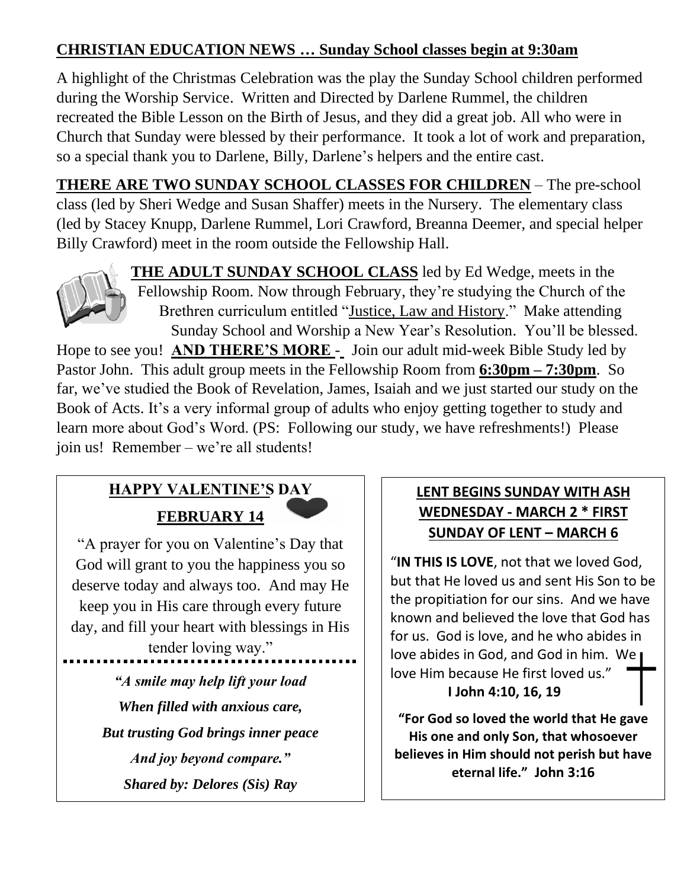## CHRISTIAN EDUCATION NEWS … Sunday School classes begin at 9:30am

A highlight of the Christmas Celebration was the play the Sunday School children performed during the Worship Service. Written and Directed by Darlene Rummel, the children recreated the Bible Lesson on the Birth of Jesus, and they did a great job. All who were in Church that Sunday were blessed by their performance. It took a lot of work and preparation, so a special thank you to Darlene, Billy, Darlene's helpers and the entire cast.

**THERE ARE TWO SUNDAY SCHOOL CLASSES FOR CHILDREN** – The pre-school class (led by Sheri Wedge and Susan Shaffer) meets in the Nursery. The elementary class (led by Stacey Knupp, Darlene Rummel, Lori Crawford, Breanna Deemer, and special helper Billy Crawford) meet in the room outside the Fellowship Hall.

**THE ADULT SUNDAY SCHOOL CLASS** led by Ed Wedge, meets in the Fellowship Room. Now through February, they're studying the Church of the Brethren curriculum entitled "Justice, Law and History." Make attending Sunday School and Worship a New Year's Resolution. You'll be blessed. Hope to see you! **AND THERE'S MORE** - Join our adult mid-week Bible Study led by Pastor John. This adult group meets in the Fellowship Room from **6:30pm – 7:30pm**. So far, we've studied the Book of Revelation, James, Isaiah and we just started our study on the Book of Acts. It's a very informal group of adults who enjoy getting together to study and learn more about God's Word. (PS: Following our study, we have refreshments!) Please join us! Remember – we're all students!

### HAPPY VALENTINE'S DAY FEBRUARY 14

"A prayer for you on Valentine's Day that God will grant to you the happiness you so deserve today and always too. And may He keep you in His care through every future day, and fill your heart with blessings in His tender loving way."

*"A smile may help lift your load*
*When filled with anxious care,*
*But trusting God brings inner peace*
*And joy beyond compare."*
***Shared by: Delores (Sis) Ray***

### LENT BEGINS SUNDAY WITH ASH WEDNESDAY - MARCH 2 * FIRST SUNDAY OF LENT – MARCH 6

"**IN THIS IS LOVE**, not that we loved God, but that He loved us and sent His Son to be the propitiation for our sins. And we have known and believed the love that God has for us. God is love, and he who abides in love abides in God, and God in him. We love Him because He first loved us."
**I John 4:10, 16, 19**

**"For God so loved the world that He gave His one and only Son, that whosoever believes in Him should not perish but have eternal life." John 3:16**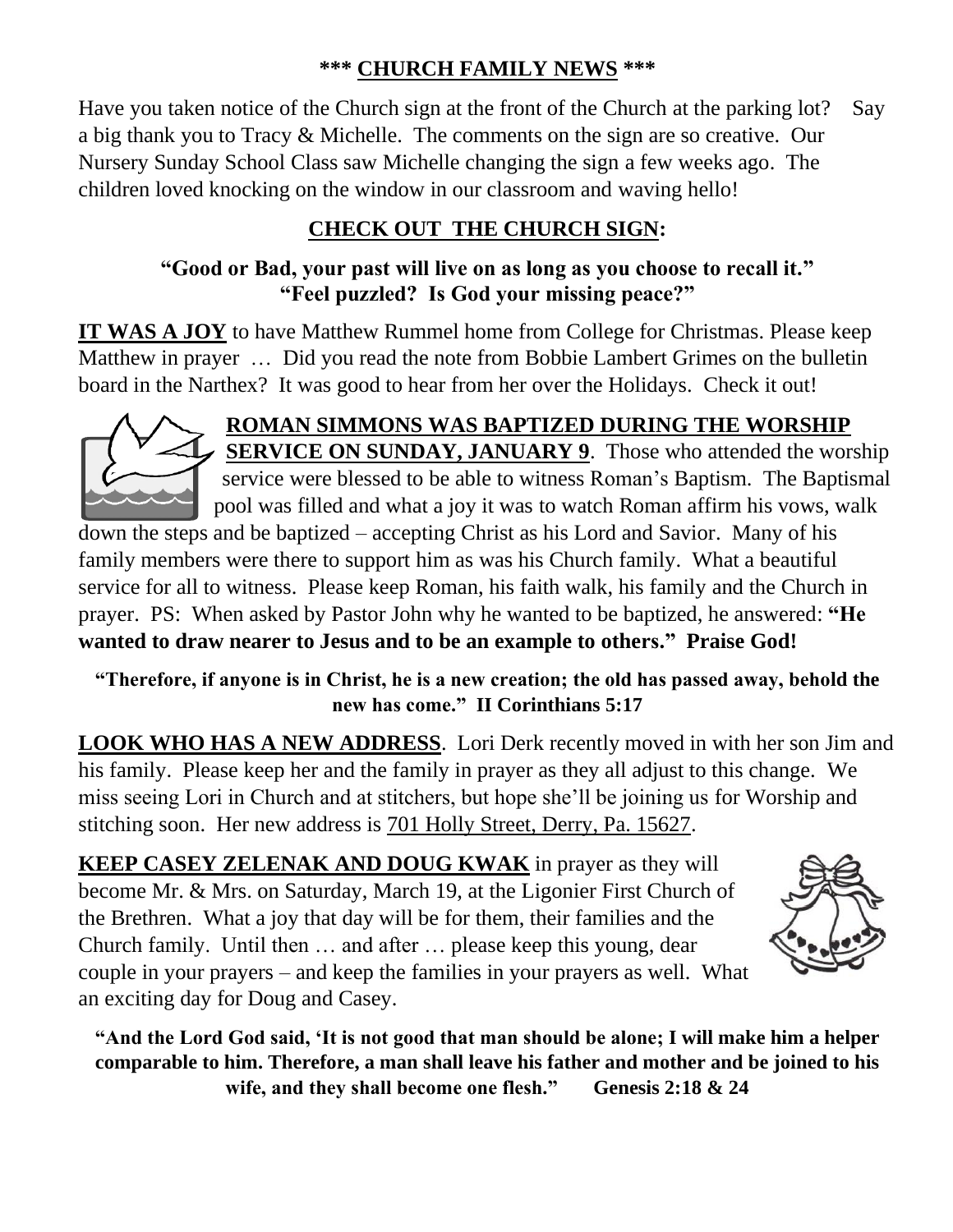## \*\*\* <u>CHURCH FAMILY NEWS</u> \*\*\*

Have you taken notice of the Church sign at the front of the Church at the parking lot? Say a big thank you to Tracy & Michelle. The comments on the sign are so creative. Our Nursery Sunday School Class saw Michelle changing the sign a few weeks ago. The children loved knocking on the window in our classroom and waving hello!

### <u>CHECK OUT THE CHURCH SIGN</u>:

**"Good or Bad, your past will live on as long as you choose to recall it."**
**"Feel puzzled? Is God your missing peace?"**

**<u>IT WAS A JOY</u>** to have Matthew Rummel home from College for Christmas. Please keep Matthew in prayer … Did you read the note from Bobbie Lambert Grimes on the bulletin board in the Narthex? It was good to hear from her over the Holidays. Check it out!

**<u>ROMAN SIMMONS WAS BAPTIZED DURING THE WORSHIP SERVICE ON SUNDAY, JANUARY 9</u>**. Those who attended the worship service were blessed to be able to witness Roman's Baptism. The Baptismal pool was filled and what a joy it was to watch Roman affirm his vows, walk down the steps and be baptized – accepting Christ as his Lord and Savior. Many of his family members were there to support him as was his Church family. What a beautiful service for all to witness. Please keep Roman, his faith walk, his family and the Church in prayer. PS: When asked by Pastor John why he wanted to be baptized, he answered: **"He wanted to draw nearer to Jesus and to be an example to others." Praise God!**

**"Therefore, if anyone is in Christ, he is a new creation; the old has passed away, behold the new has come." II Corinthians 5:17**

**<u>LOOK WHO HAS A NEW ADDRESS</u>**. Lori Derk recently moved in with her son Jim and his family. Please keep her and the family in prayer as they all adjust to this change. We miss seeing Lori in Church and at stitchers, but hope she'll be joining us for Worship and stitching soon. Her new address is <u>701 Holly Street, Derry, Pa. 15627</u>.

**<u>KEEP CASEY ZELENAK AND DOUG KWAK</u>** in prayer as they will become Mr. & Mrs. on Saturday, March 19, at the Ligonier First Church of the Brethren. What a joy that day will be for them, their families and the Church family. Until then … and after … please keep this young, dear couple in your prayers – and keep the families in your prayers as well. What an exciting day for Doug and Casey.

**"And the Lord God said, 'It is not good that man should be alone; I will make him a helper comparable to him. Therefore, a man shall leave his father and mother and be joined to his wife, and they shall become one flesh." Genesis 2:18 & 24**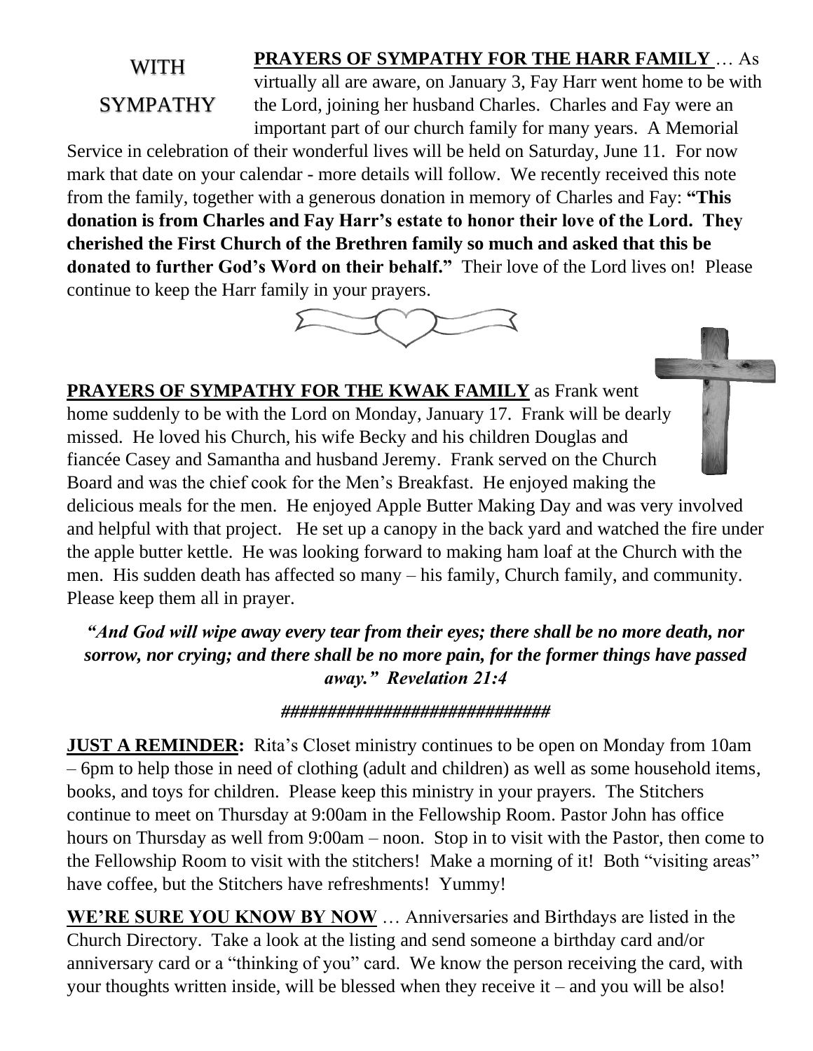# WITH SYMPATHY

**PRAYERS OF SYMPATHY FOR THE HARR FAMILY** … As virtually all are aware, on January 3, Fay Harr went home to be with the Lord, joining her husband Charles. Charles and Fay were an important part of our church family for many years. A Memorial Service in celebration of their wonderful lives will be held on Saturday, June 11. For now mark that date on your calendar - more details will follow. We recently received this note from the family, together with a generous donation in memory of Charles and Fay: **"This donation is from Charles and Fay Harr's estate to honor their love of the Lord. They cherished the First Church of the Brethren family so much and asked that this be donated to further God's Word on their behalf."** Their love of the Lord lives on! Please continue to keep the Harr family in your prayers.

**PRAYERS OF SYMPATHY FOR THE KWAK FAMILY** as Frank went home suddenly to be with the Lord on Monday, January 17. Frank will be dearly missed. He loved his Church, his wife Becky and his children Douglas and fiancée Casey and Samantha and husband Jeremy. Frank served on the Church Board and was the chief cook for the Men's Breakfast. He enjoyed making the delicious meals for the men. He enjoyed Apple Butter Making Day and was very involved and helpful with that project. He set up a canopy in the back yard and watched the fire under the apple butter kettle. He was looking forward to making ham loaf at the Church with the men. His sudden death has affected so many – his family, Church family, and community. Please keep them all in prayer.

***"And God will wipe away every tear from their eyes; there shall be no more death, nor sorrow, nor crying; and there shall be no more pain, for the former things have passed away." Revelation 21:4***

##############################

**JUST A REMINDER:** Rita's Closet ministry continues to be open on Monday from 10am – 6pm to help those in need of clothing (adult and children) as well as some household items, books, and toys for children. Please keep this ministry in your prayers. The Stitchers continue to meet on Thursday at 9:00am in the Fellowship Room. Pastor John has office hours on Thursday as well from 9:00am – noon. Stop in to visit with the Pastor, then come to the Fellowship Room to visit with the stitchers! Make a morning of it! Both "visiting areas" have coffee, but the Stitchers have refreshments! Yummy!

**WE'RE SURE YOU KNOW BY NOW** … Anniversaries and Birthdays are listed in the Church Directory. Take a look at the listing and send someone a birthday card and/or anniversary card or a "thinking of you" card. We know the person receiving the card, with your thoughts written inside, will be blessed when they receive it – and you will be also!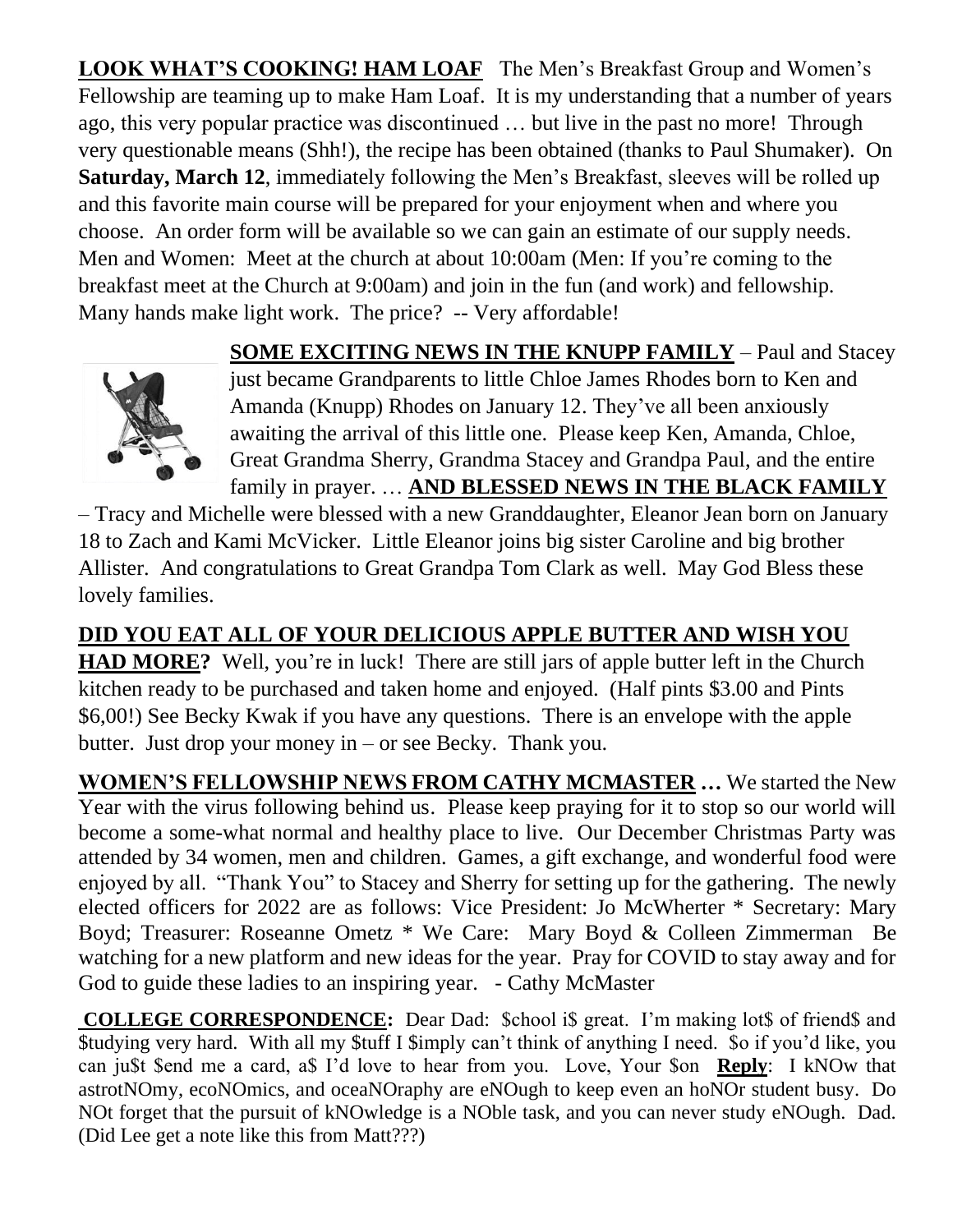**LOOK WHAT'S COOKING! HAM LOAF** The Men's Breakfast Group and Women's Fellowship are teaming up to make Ham Loaf. It is my understanding that a number of years ago, this very popular practice was discontinued … but live in the past no more! Through very questionable means (Shh!), the recipe has been obtained (thanks to Paul Shumaker). On **Saturday, March 12**, immediately following the Men's Breakfast, sleeves will be rolled up and this favorite main course will be prepared for your enjoyment when and where you choose. An order form will be available so we can gain an estimate of our supply needs. Men and Women: Meet at the church at about 10:00am (Men: If you're coming to the breakfast meet at the Church at 9:00am) and join in the fun (and work) and fellowship. Many hands make light work. The price? -- Very affordable!

**SOME EXCITING NEWS IN THE KNUPP FAMILY** – Paul and Stacey just became Grandparents to little Chloe James Rhodes born to Ken and Amanda (Knupp) Rhodes on January 12. They've all been anxiously awaiting the arrival of this little one. Please keep Ken, Amanda, Chloe, Great Grandma Sherry, Grandma Stacey and Grandpa Paul, and the entire family in prayer. … **AND BLESSED NEWS IN THE BLACK FAMILY** – Tracy and Michelle were blessed with a new Granddaughter, Eleanor Jean born on January 18 to Zach and Kami McVicker. Little Eleanor joins big sister Caroline and big brother Allister. And congratulations to Great Grandpa Tom Clark as well. May God Bless these lovely families.

**DID YOU EAT ALL OF YOUR DELICIOUS APPLE BUTTER AND WISH YOU HAD MORE?** Well, you're in luck! There are still jars of apple butter left in the Church kitchen ready to be purchased and taken home and enjoyed. (Half pints $3.00 and Pints $6,00!) See Becky Kwak if you have any questions. There is an envelope with the apple butter. Just drop your money in – or see Becky. Thank you.

**WOMEN'S FELLOWSHIP NEWS FROM CATHY MCMASTER …** We started the New Year with the virus following behind us. Please keep praying for it to stop so our world will become a some-what normal and healthy place to live. Our December Christmas Party was attended by 34 women, men and children. Games, a gift exchange, and wonderful food were enjoyed by all. "Thank You" to Stacey and Sherry for setting up for the gathering. The newly elected officers for 2022 are as follows: Vice President: Jo McWherter * Secretary: Mary Boyd; Treasurer: Roseanne Ometz * We Care: Mary Boyd & Colleen Zimmerman Be watching for a new platform and new ideas for the year. Pray for COVID to stay away and for God to guide these ladies to an inspiring year. - Cathy McMaster

**COLLEGE CORRESPONDENCE:** Dear Dad: $chool i$ great. I'm making lot$ of friend$ and $tudying very hard. With all my $tuff I $imply can't think of anything I need. $o if you'd like, you can ju$t $end me a card, a$ I'd love to hear from you. Love, Your $on **Reply**: I kNOw that astrotNOmy, ecoNOmics, and oceaNOraphy are eNOugh to keep even an hoNOr student busy. Do NOt forget that the pursuit of kNOwledge is a NOble task, and you can never study eNOugh. Dad. (Did Lee get a note like this from Matt???)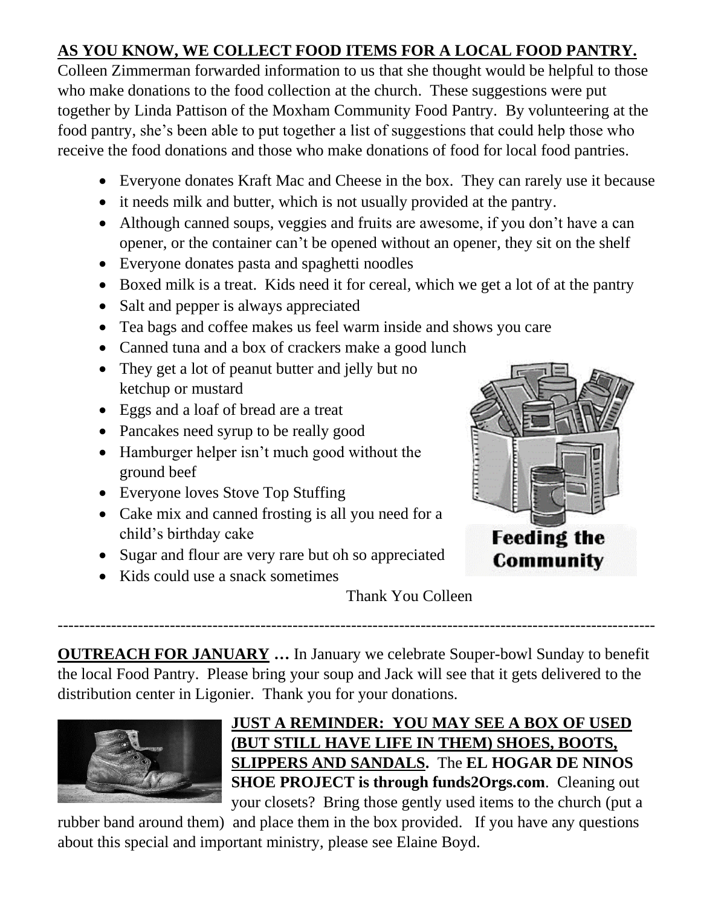**AS YOU KNOW, WE COLLECT FOOD ITEMS FOR A LOCAL FOOD PANTRY.**
Colleen Zimmerman forwarded information to us that she thought would be helpful to those who make donations to the food collection at the church. These suggestions were put together by Linda Pattison of the Moxham Community Food Pantry. By volunteering at the food pantry, she's been able to put together a list of suggestions that could help those who receive the food donations and those who make donations of food for local food pantries.

- Everyone donates Kraft Mac and Cheese in the box. They can rarely use it because
- it needs milk and butter, which is not usually provided at the pantry.
- Although canned soups, veggies and fruits are awesome, if you don't have a can opener, or the container can't be opened without an opener, they sit on the shelf
- Everyone donates pasta and spaghetti noodles
- Boxed milk is a treat. Kids need it for cereal, which we get a lot of at the pantry
- Salt and pepper is always appreciated
- Tea bags and coffee makes us feel warm inside and shows you care
- Canned tuna and a box of crackers make a good lunch
- They get a lot of peanut butter and jelly but no ketchup or mustard
- Eggs and a loaf of bread are a treat
- Pancakes need syrup to be really good
- Hamburger helper isn't much good without the ground beef
- Everyone loves Stove Top Stuffing
- Cake mix and canned frosting is all you need for a child's birthday cake
- Sugar and flour are very rare but oh so appreciated
- Kids could use a snack sometimes

Feeding the Community

Thank You Colleen

---

**OUTREACH FOR JANUARY …** In January we celebrate Souper-bowl Sunday to benefit the local Food Pantry. Please bring your soup and Jack will see that it gets delivered to the distribution center in Ligonier. Thank you for your donations.

**JUST A REMINDER: YOU MAY SEE A BOX OF USED (BUT STILL HAVE LIFE IN THEM) SHOES, BOOTS, SLIPPERS AND SANDALS.** The **EL HOGAR DE NINOS SHOE PROJECT is through funds2Orgs.com**. Cleaning out your closets? Bring those gently used items to the church (put a rubber band around them) and place them in the box provided. If you have any questions about this special and important ministry, please see Elaine Boyd.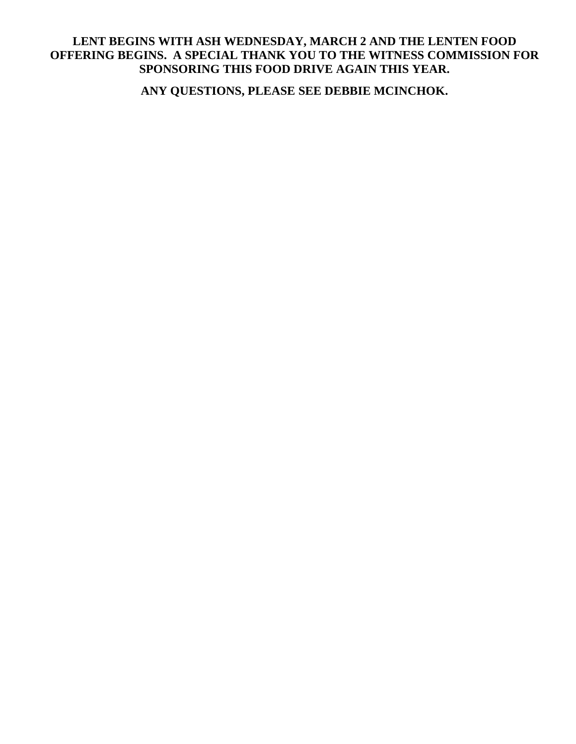**LENT BEGINS WITH ASH WEDNESDAY, MARCH 2 AND THE LENTEN FOOD OFFERING BEGINS. A SPECIAL THANK YOU TO THE WITNESS COMMISSION FOR SPONSORING THIS FOOD DRIVE AGAIN THIS YEAR.**

**ANY QUESTIONS, PLEASE SEE DEBBIE MCINCHOK.**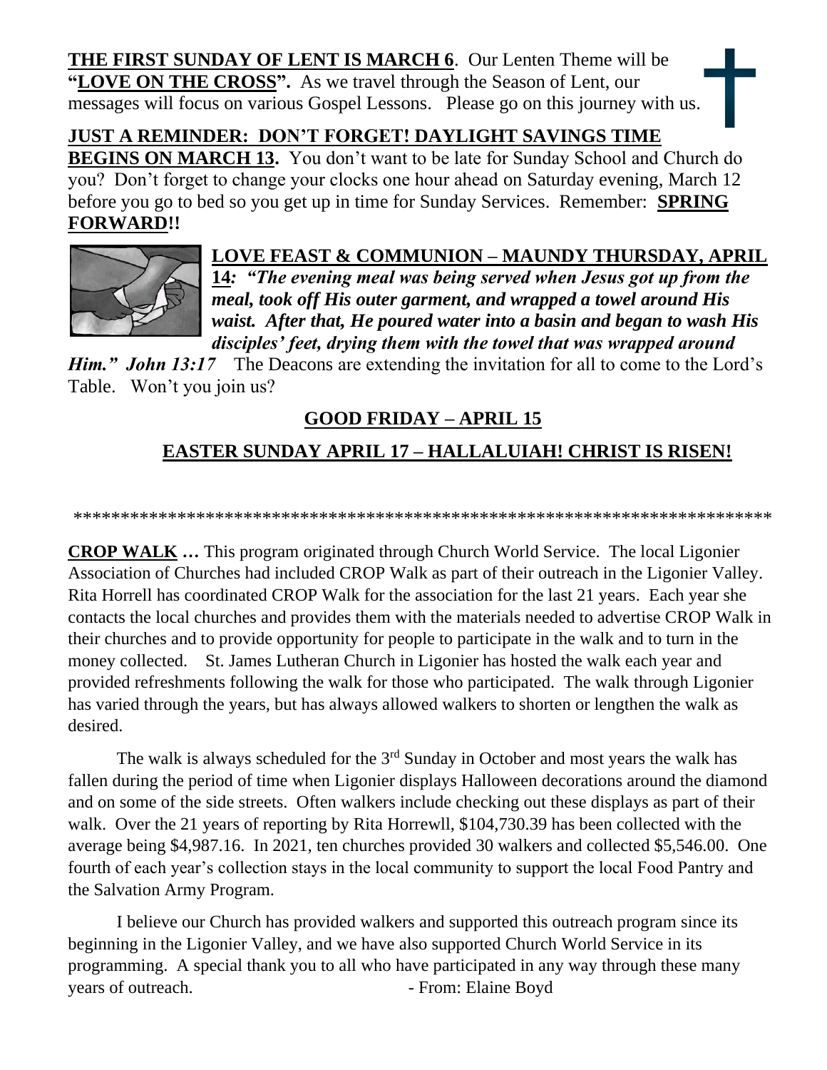**THE FIRST SUNDAY OF LENT IS MARCH 6**. Our Lenten Theme will be **"LOVE ON THE CROSS".** As we travel through the Season of Lent, our messages will focus on various Gospel Lessons. Please go on this journey with us.

**JUST A REMINDER: DON'T FORGET! DAYLIGHT SAVINGS TIME BEGINS ON MARCH 13.** You don't want to be late for Sunday School and Church do you? Don't forget to change your clocks one hour ahead on Saturday evening, March 12 before you go to bed so you get up in time for Sunday Services. Remember: **SPRING FORWARD!!**

**LOVE FEAST & COMMUNION – MAUNDY THURSDAY, APRIL 14***: "The evening meal was being served when Jesus got up from the meal, took off His outer garment, and wrapped a towel around His waist. After that, He poured water into a basin and began to wash His disciples' feet, drying them with the towel that was wrapped around Him." John 13:17* The Deacons are extending the invitation for all to come to the Lord's Table. Won't you join us?

**GOOD FRIDAY – APRIL 15**

**EASTER SUNDAY APRIL 17 – HALLALUIAH! CHRIST IS RISEN!**

******************************************************************************

**CROP WALK …** This program originated through Church World Service. The local Ligonier Association of Churches had included CROP Walk as part of their outreach in the Ligonier Valley. Rita Horrell has coordinated CROP Walk for the association for the last 21 years. Each year she contacts the local churches and provides them with the materials needed to advertise CROP Walk in their churches and to provide opportunity for people to participate in the walk and to turn in the money collected. St. James Lutheran Church in Ligonier has hosted the walk each year and provided refreshments following the walk for those who participated. The walk through Ligonier has varied through the years, but has always allowed walkers to shorten or lengthen the walk as desired.

The walk is always scheduled for the 3rd Sunday in October and most years the walk has fallen during the period of time when Ligonier displays Halloween decorations around the diamond and on some of the side streets. Often walkers include checking out these displays as part of their walk. Over the 21 years of reporting by Rita Horrewll, $104,730.39 has been collected with the average being $4,987.16. In 2021, ten churches provided 30 walkers and collected $5,546.00. One fourth of each year's collection stays in the local community to support the local Food Pantry and the Salvation Army Program.

I believe our Church has provided walkers and supported this outreach program since its beginning in the Ligonier Valley, and we have also supported Church World Service in its programming. A special thank you to all who have participated in any way through these many years of outreach. - From: Elaine Boyd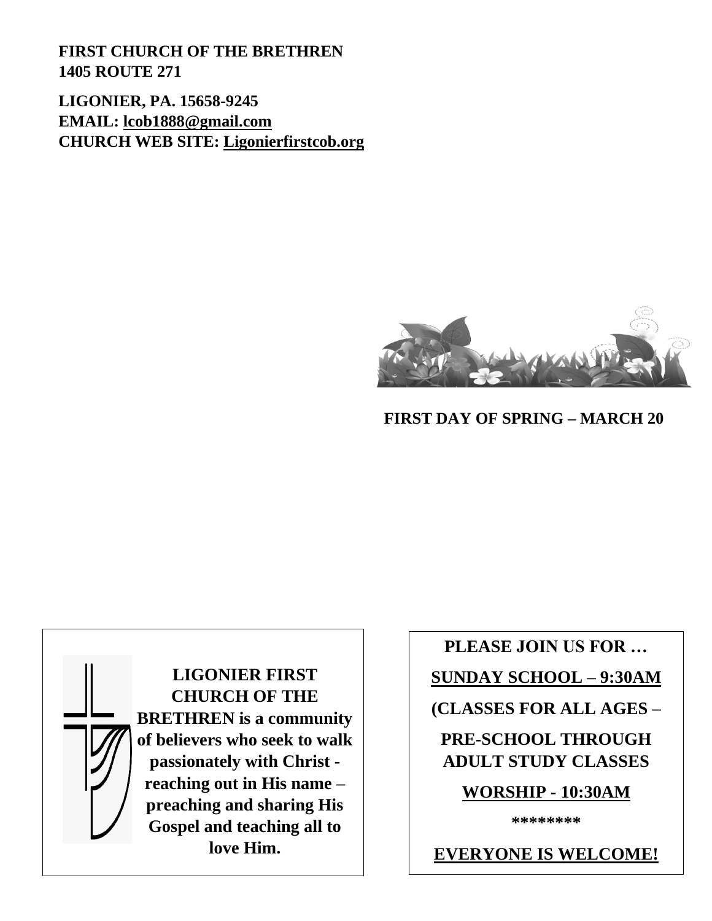**FIRST CHURCH OF THE BRETHREN**
**1405 ROUTE 271**

**LIGONIER, PA. 15658-9245**
**EMAIL: lcob1888@gmail.com**
**CHURCH WEB SITE: Ligonierfirstcob.org**

**FIRST DAY OF SPRING – MARCH 20**

**LIGONIER FIRST CHURCH OF THE BRETHREN is a community of believers who seek to walk passionately with Christ - reaching out in His name – preaching and sharing His Gospel and teaching all to love Him.**

**PLEASE JOIN US FOR …**

**SUNDAY SCHOOL – 9:30AM**

**(CLASSES FOR ALL AGES –**

**PRE-SCHOOL THROUGH ADULT STUDY CLASSES**

**WORSHIP - 10:30AM**

**\*\*\*\*\*\*\*\***

**EVERYONE IS WELCOME!**